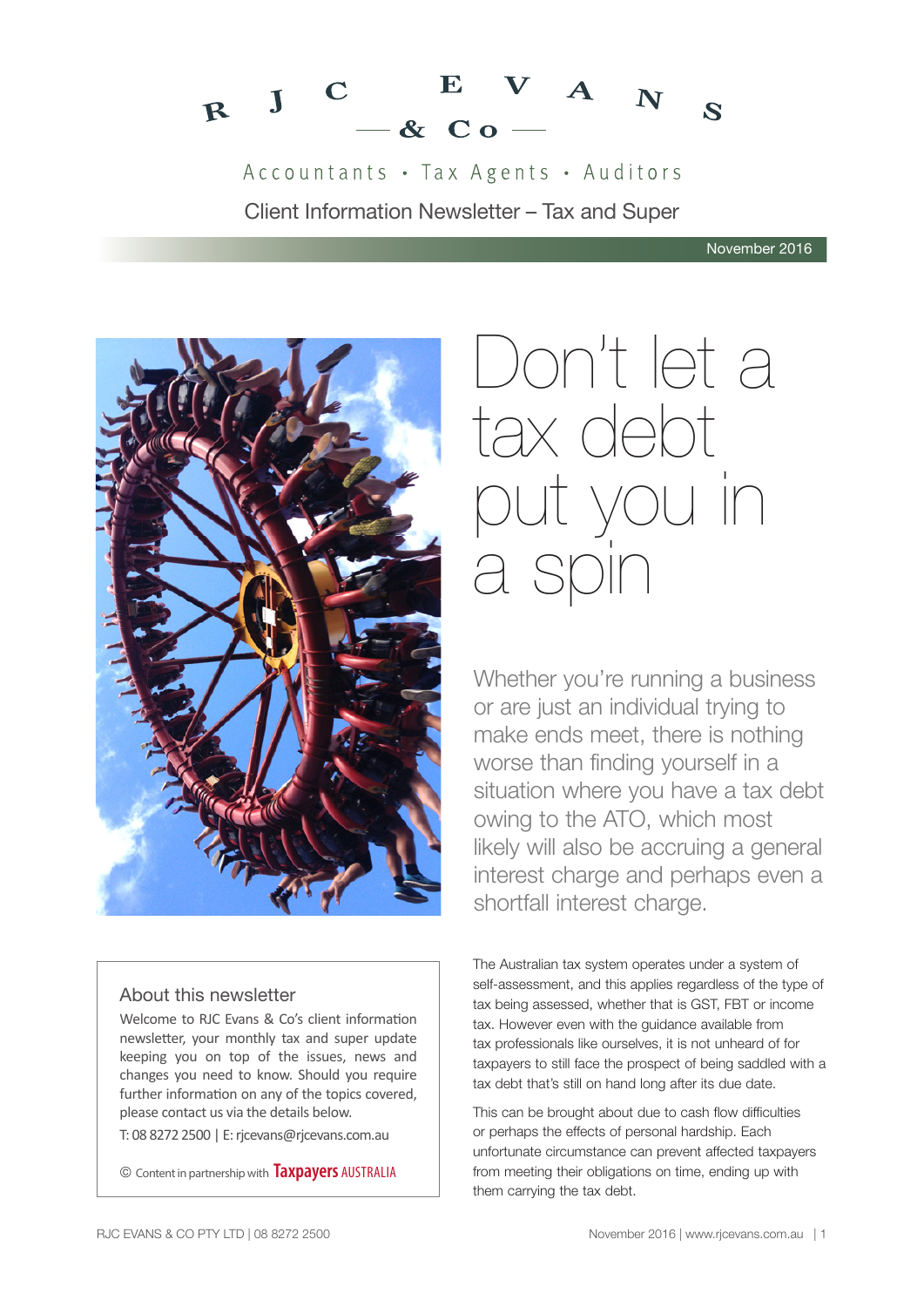# RJC EVANS & Co

Accountants • Tax Agents • Auditors

Client Information Newsletter – Tax and Super

November 2016

## Don't let a tax debt put you in a spin

Whether you're running a business or are just an individual trying to make ends meet, there is nothing worse than finding yourself in a situation where you have a tax debt owing to the ATO, which most likely will also be accruing a general interest charge and perhaps even a shortfall interest charge.

The Australian tax system operates under a system of self-assessment, and this applies regardless of the type of tax being assessed, whether that is GST, FBT or income tax. However even with the guidance available from tax professionals like ourselves, it is not unheard of for taxpayers to still face the prospect of being saddled with a tax debt that's still on hand long after its due date.

This can be brought about due to cash flow difficulties or perhaps the effects of personal hardship. Each unfortunate circumstance can prevent affected taxpayers from meeting their obligations on time, ending up with them carrying the tax debt.

### About this newsletter

Welcome to RJC Evans & Co's client information newsletter, your monthly tax and super update keeping you on top of the issues, news and changes you need to know. Should you require further information on any of the topics covered, please contact us via the details below.

T: 08 8272 2500 | E: rjcevans@rjcevans.com.au

© Content in partnership with Taxpayers AUSTRALIA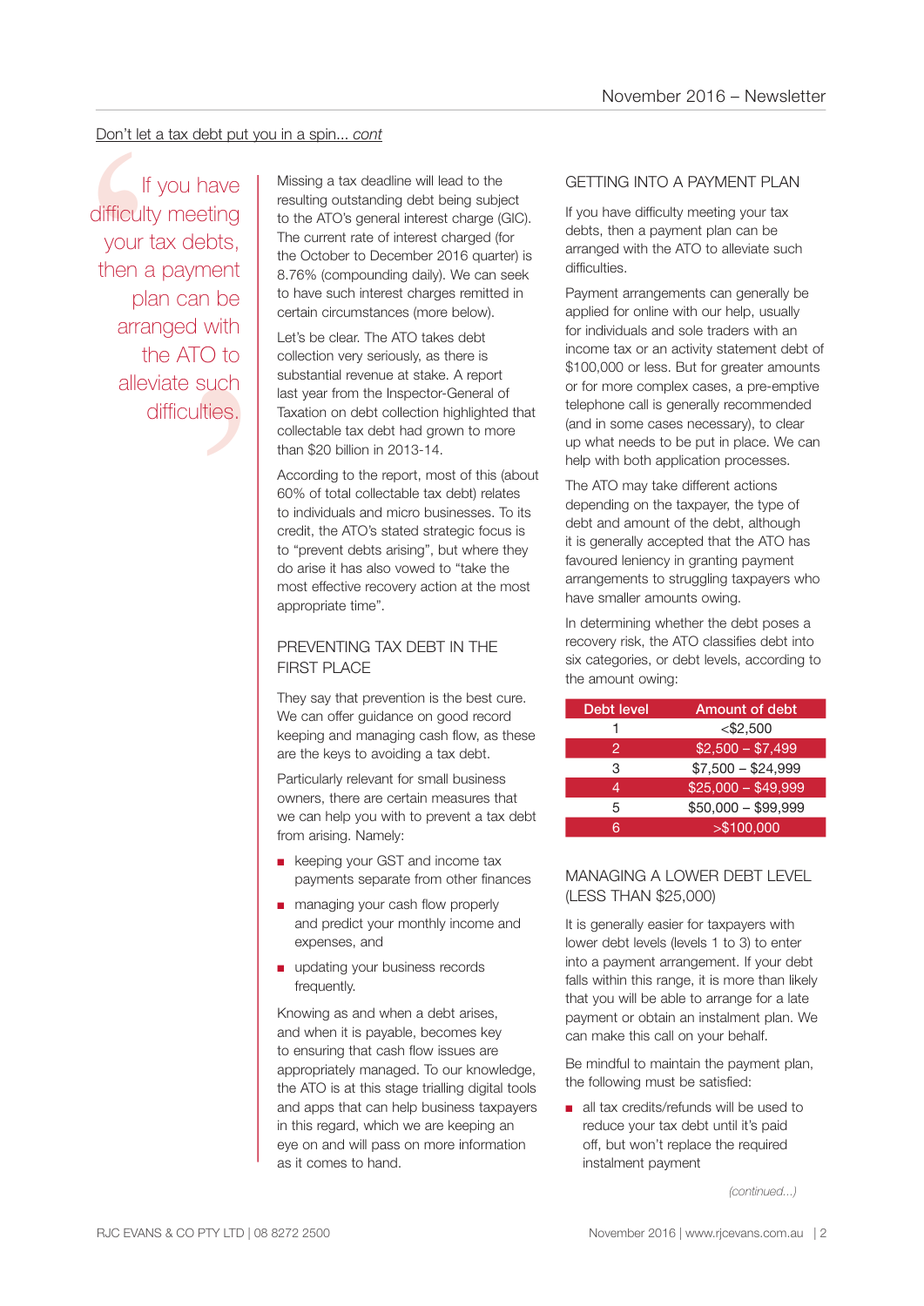Don't let a tax debt put you in a spin... *cont*

> If you have difficulty meeting your tax debts, then a payment plan can be arranged with the ATO to alleviate such difficulties.

Missing a tax deadline will lead to the resulting outstanding debt being subject to the ATO's general interest charge (GIC). The current rate of interest charged (for the October to December 2016 quarter) is 8.76% (compounding daily). We can seek to have such interest charges remitted in certain circumstances (more below).

Let's be clear. The ATO takes debt collection very seriously, as there is substantial revenue at stake. A report last year from the Inspector-General of Taxation on debt collection highlighted that collectable tax debt had grown to more than $20 billion in 2013-14.

According to the report, most of this (about 60% of total collectable tax debt) relates to individuals and micro businesses. To its credit, the ATO's stated strategic focus is to "prevent debts arising", but where they do arise it has also vowed to "take the most effective recovery action at the most appropriate time".

## PREVENTING TAX DEBT IN THE FIRST PLACE

They say that prevention is the best cure. We can offer guidance on good record keeping and managing cash flow, as these are the keys to avoiding a tax debt.

Particularly relevant for small business owners, there are certain measures that we can help you with to prevent a tax debt from arising. Namely:

- keeping your GST and income tax payments separate from other finances
- managing your cash flow properly and predict your monthly income and expenses, and
- updating your business records frequently.

Knowing as and when a debt arises, and when it is payable, becomes key to ensuring that cash flow issues are appropriately managed. To our knowledge, the ATO is at this stage trialling digital tools and apps that can help business taxpayers in this regard, which we are keeping an eye on and will pass on more information as it comes to hand.

## GETTING INTO A PAYMENT PLAN

If you have difficulty meeting your tax debts, then a payment plan can be arranged with the ATO to alleviate such difficulties.

Payment arrangements can generally be applied for online with our help, usually for individuals and sole traders with an income tax or an activity statement debt of $100,000 or less. But for greater amounts or for more complex cases, a pre-emptive telephone call is generally recommended (and in some cases necessary), to clear up what needs to be put in place. We can help with both application processes.

The ATO may take different actions depending on the taxpayer, the type of debt and amount of the debt, although it is generally accepted that the ATO has favoured leniency in granting payment arrangements to struggling taxpayers who have smaller amounts owing.

In determining whether the debt poses a recovery risk, the ATO classifies debt into six categories, or debt levels, according to the amount owing:

| Debt level | Amount of debt |
|---|---|
| 1 | <$2,500 |
| 2 | $2,500 – $7,499 |
| 3 | $7,500 – $24,999 |
| 4 | $25,000 – $49,999 |
| 5 | $50,000 – $99,999 |
| 6 | >$100,000 |

## MANAGING A LOWER DEBT LEVEL (LESS THAN $25,000)

It is generally easier for taxpayers with lower debt levels (levels 1 to 3) to enter into a payment arrangement. If your debt falls within this range, it is more than likely that you will be able to arrange for a late payment or obtain an instalment plan. We can make this call on your behalf.

Be mindful to maintain the payment plan, the following must be satisfied:

- all tax credits/refunds will be used to reduce your tax debt until it's paid off, but won't replace the required instalment payment

*(continued...)*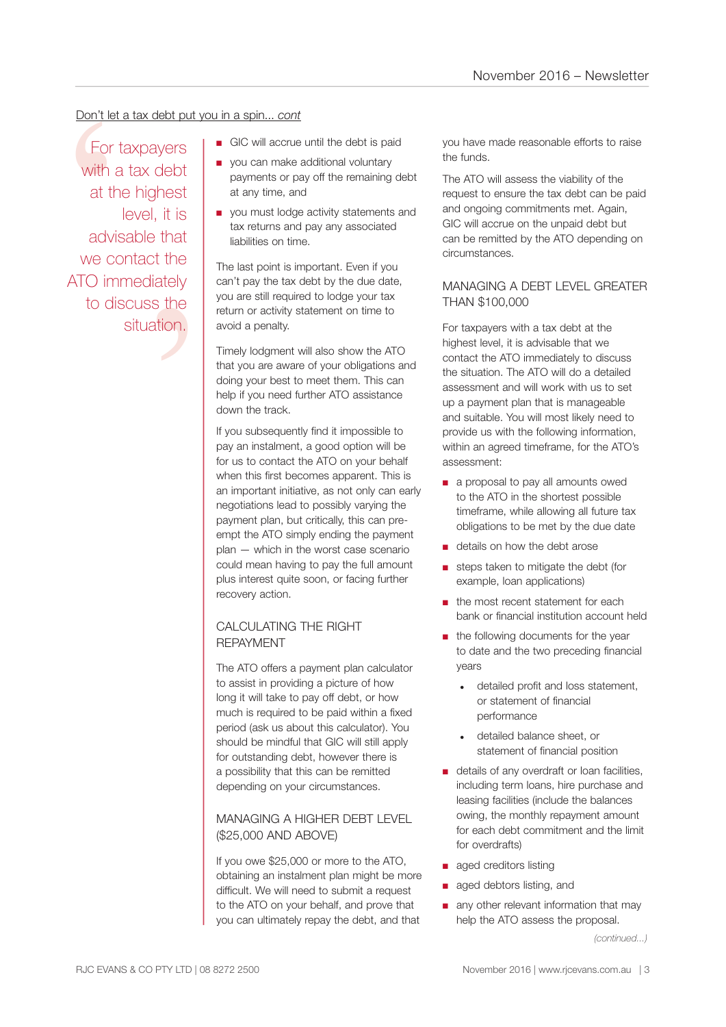Don't let a tax debt put you in a spin... *cont*

> For taxpayers with a tax debt at the highest level, it is advisable that we contact the ATO immediately to discuss the situation.

- GIC will accrue until the debt is paid
- you can make additional voluntary payments or pay off the remaining debt at any time, and
- you must lodge activity statements and tax returns and pay any associated liabilities on time.

The last point is important. Even if you can't pay the tax debt by the due date, you are still required to lodge your tax return or activity statement on time to avoid a penalty.

Timely lodgment will also show the ATO that you are aware of your obligations and doing your best to meet them. This can help if you need further ATO assistance down the track.

If you subsequently find it impossible to pay an instalment, a good option will be for us to contact the ATO on your behalf when this first becomes apparent. This is an important initiative, as not only can early negotiations lead to possibly varying the payment plan, but critically, this can pre-empt the ATO simply ending the payment plan — which in the worst case scenario could mean having to pay the full amount plus interest quite soon, or facing further recovery action.

## CALCULATING THE RIGHT REPAYMENT

The ATO offers a payment plan calculator to assist in providing a picture of how long it will take to pay off debt, or how much is required to be paid within a fixed period (ask us about this calculator). You should be mindful that GIC will still apply for outstanding debt, however there is a possibility that this can be remitted depending on your circumstances.

## MANAGING A HIGHER DEBT LEVEL ($25,000 AND ABOVE)

If you owe $25,000 or more to the ATO, obtaining an instalment plan might be more difficult. We will need to submit a request to the ATO on your behalf, and prove that you can ultimately repay the debt, and that you have made reasonable efforts to raise the funds.

The ATO will assess the viability of the request to ensure the tax debt can be paid and ongoing commitments met. Again, GIC will accrue on the unpaid debt but can be remitted by the ATO depending on circumstances.

## MANAGING A DEBT LEVEL GREATER THAN $100,000

For taxpayers with a tax debt at the highest level, it is advisable that we contact the ATO immediately to discuss the situation. The ATO will do a detailed assessment and will work with us to set up a payment plan that is manageable and suitable. You will most likely need to provide us with the following information, within an agreed timeframe, for the ATO's assessment:

- a proposal to pay all amounts owed to the ATO in the shortest possible timeframe, while allowing all future tax obligations to be met by the due date
- details on how the debt arose
- steps taken to mitigate the debt (for example, loan applications)
- the most recent statement for each bank or financial institution account held
- the following documents for the year to date and the two preceding financial years
  - detailed profit and loss statement, or statement of financial performance
  - detailed balance sheet, or statement of financial position
- details of any overdraft or loan facilities, including term loans, hire purchase and leasing facilities (include the balances owing, the monthly repayment amount for each debt commitment and the limit for overdrafts)
- aged creditors listing
- aged debtors listing, and
- any other relevant information that may help the ATO assess the proposal.

*(continued...)*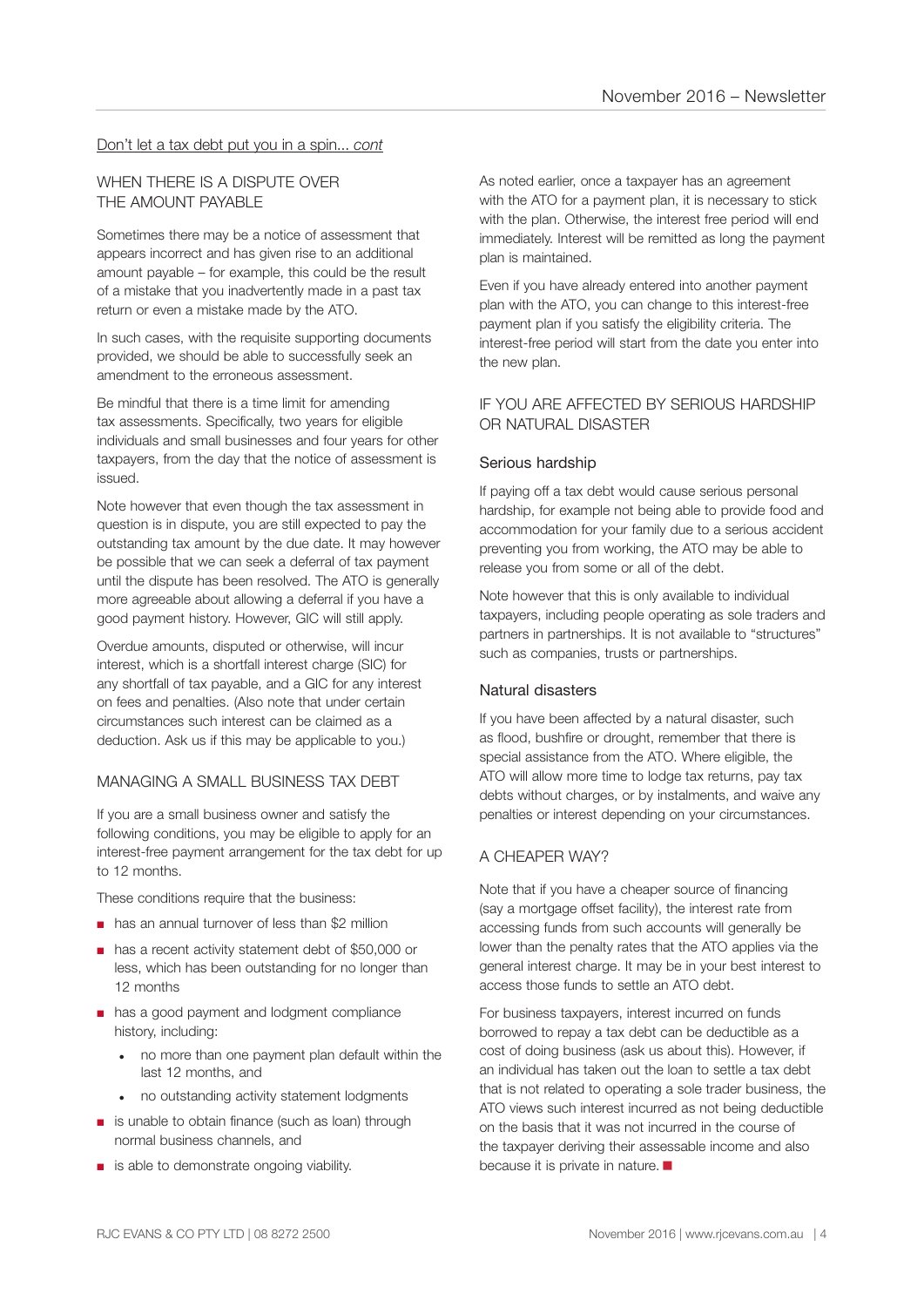Don't let a tax debt put you in a spin... *cont*

## WHEN THERE IS A DISPUTE OVER THE AMOUNT PAYABLE

Sometimes there may be a notice of assessment that appears incorrect and has given rise to an additional amount payable – for example, this could be the result of a mistake that you inadvertently made in a past tax return or even a mistake made by the ATO.

In such cases, with the requisite supporting documents provided, we should be able to successfully seek an amendment to the erroneous assessment.

Be mindful that there is a time limit for amending tax assessments. Specifically, two years for eligible individuals and small businesses and four years for other taxpayers, from the day that the notice of assessment is issued.

Note however that even though the tax assessment in question is in dispute, you are still expected to pay the outstanding tax amount by the due date. It may however be possible that we can seek a deferral of tax payment until the dispute has been resolved. The ATO is generally more agreeable about allowing a deferral if you have a good payment history. However, GIC will still apply.

Overdue amounts, disputed or otherwise, will incur interest, which is a shortfall interest charge (SIC) for any shortfall of tax payable, and a GIC for any interest on fees and penalties. (Also note that under certain circumstances such interest can be claimed as a deduction. Ask us if this may be applicable to you.)

## MANAGING A SMALL BUSINESS TAX DEBT

If you are a small business owner and satisfy the following conditions, you may be eligible to apply for an interest-free payment arrangement for the tax debt for up to 12 months.

These conditions require that the business:

- has an annual turnover of less than $2 million
- has a recent activity statement debt of $50,000 or less, which has been outstanding for no longer than 12 months
- has a good payment and lodgment compliance history, including:
  - no more than one payment plan default within the last 12 months, and
  - no outstanding activity statement lodgments
- is unable to obtain finance (such as loan) through normal business channels, and
- is able to demonstrate ongoing viability.

As noted earlier, once a taxpayer has an agreement with the ATO for a payment plan, it is necessary to stick with the plan. Otherwise, the interest free period will end immediately. Interest will be remitted as long the payment plan is maintained.

Even if you have already entered into another payment plan with the ATO, you can change to this interest-free payment plan if you satisfy the eligibility criteria. The interest-free period will start from the date you enter into the new plan.

## IF YOU ARE AFFECTED BY SERIOUS HARDSHIP OR NATURAL DISASTER

### Serious hardship

If paying off a tax debt would cause serious personal hardship, for example not being able to provide food and accommodation for your family due to a serious accident preventing you from working, the ATO may be able to release you from some or all of the debt.

Note however that this is only available to individual taxpayers, including people operating as sole traders and partners in partnerships. It is not available to "structures" such as companies, trusts or partnerships.

### Natural disasters

If you have been affected by a natural disaster, such as flood, bushfire or drought, remember that there is special assistance from the ATO. Where eligible, the ATO will allow more time to lodge tax returns, pay tax debts without charges, or by instalments, and waive any penalties or interest depending on your circumstances.

## A CHEAPER WAY?

Note that if you have a cheaper source of financing (say a mortgage offset facility), the interest rate from accessing funds from such accounts will generally be lower than the penalty rates that the ATO applies via the general interest charge. It may be in your best interest to access those funds to settle an ATO debt.

For business taxpayers, interest incurred on funds borrowed to repay a tax debt can be deductible as a cost of doing business (ask us about this). However, if an individual has taken out the loan to settle a tax debt that is not related to operating a sole trader business, the ATO views such interest incurred as not being deductible on the basis that it was not incurred in the course of the taxpayer deriving their assessable income and also because it is private in nature. ■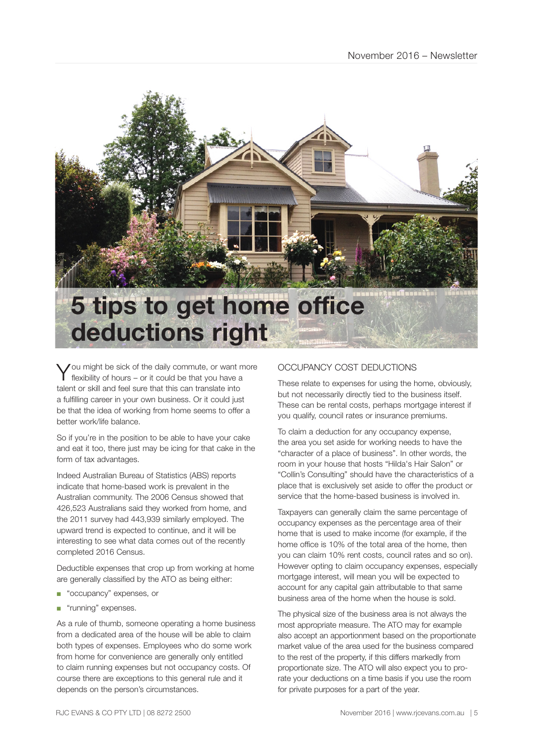# 5 tips to get home office deductions right

You might be sick of the daily commute, or want more flexibility of hours – or it could be that you have a talent or skill and feel sure that this can translate into a fulfilling career in your own business. Or it could just be that the idea of working from home seems to offer a better work/life balance.

So if you're in the position to be able to have your cake and eat it too, there just may be icing for that cake in the form of tax advantages.

Indeed Australian Bureau of Statistics (ABS) reports indicate that home-based work is prevalent in the Australian community. The 2006 Census showed that 426,523 Australians said they worked from home, and the 2011 survey had 443,939 similarly employed. The upward trend is expected to continue, and it will be interesting to see what data comes out of the recently completed 2016 Census.

Deductible expenses that crop up from working at home are generally classified by the ATO as being either:

- "occupancy" expenses, or
- "running" expenses.

As a rule of thumb, someone operating a home business from a dedicated area of the house will be able to claim both types of expenses. Employees who do some work from home for convenience are generally only entitled to claim running expenses but not occupancy costs. Of course there are exceptions to this general rule and it depends on the person's circumstances.

## OCCUPANCY COST DEDUCTIONS

These relate to expenses for using the home, obviously, but not necessarily directly tied to the business itself. These can be rental costs, perhaps mortgage interest if you qualify, council rates or insurance premiums.

To claim a deduction for any occupancy expense, the area you set aside for working needs to have the "character of a place of business". In other words, the room in your house that hosts "Hilda's Hair Salon" or "Collin's Consulting" should have the characteristics of a place that is exclusively set aside to offer the product or service that the home-based business is involved in.

Taxpayers can generally claim the same percentage of occupancy expenses as the percentage area of their home that is used to make income (for example, if the home office is 10% of the total area of the home, then you can claim 10% rent costs, council rates and so on). However opting to claim occupancy expenses, especially mortgage interest, will mean you will be expected to account for any capital gain attributable to that same business area of the home when the house is sold.

The physical size of the business area is not always the most appropriate measure. The ATO may for example also accept an apportionment based on the proportionate market value of the area used for the business compared to the rest of the property, if this differs markedly from proportionate size. The ATO will also expect you to pro-rate your deductions on a time basis if you use the room for private purposes for a part of the year.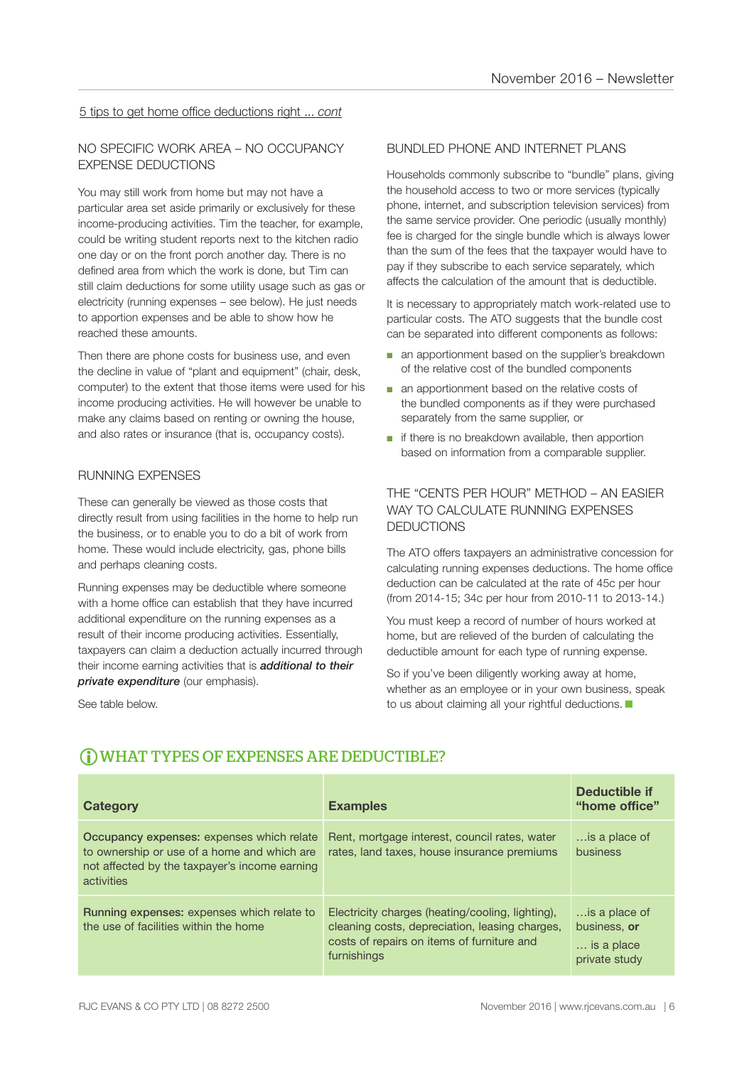5 tips to get home office deductions right ... *cont*

## NO SPECIFIC WORK AREA – NO OCCUPANCY EXPENSE DEDUCTIONS

You may still work from home but may not have a particular area set aside primarily or exclusively for these income-producing activities. Tim the teacher, for example, could be writing student reports next to the kitchen radio one day or on the front porch another day. There is no defined area from which the work is done, but Tim can still claim deductions for some utility usage such as gas or electricity (running expenses – see below). He just needs to apportion expenses and be able to show how he reached these amounts.

Then there are phone costs for business use, and even the decline in value of "plant and equipment" (chair, desk, computer) to the extent that those items were used for his income producing activities. He will however be unable to make any claims based on renting or owning the house, and also rates or insurance (that is, occupancy costs).

## RUNNING EXPENSES

These can generally be viewed as those costs that directly result from using facilities in the home to help run the business, or to enable you to do a bit of work from home. These would include electricity, gas, phone bills and perhaps cleaning costs.

Running expenses may be deductible where someone with a home office can establish that they have incurred additional expenditure on the running expenses as a result of their income producing activities. Essentially, taxpayers can claim a deduction actually incurred through their income earning activities that is ***additional to their private expenditure*** (our emphasis).

See table below.

## BUNDLED PHONE AND INTERNET PLANS

Households commonly subscribe to "bundle" plans, giving the household access to two or more services (typically phone, internet, and subscription television services) from the same service provider. One periodic (usually monthly) fee is charged for the single bundle which is always lower than the sum of the fees that the taxpayer would have to pay if they subscribe to each service separately, which affects the calculation of the amount that is deductible.

It is necessary to appropriately match work-related use to particular costs. The ATO suggests that the bundle cost can be separated into different components as follows:

- an apportionment based on the supplier's breakdown of the relative cost of the bundled components
- an apportionment based on the relative costs of the bundled components as if they were purchased separately from the same supplier, or
- if there is no breakdown available, then apportion based on information from a comparable supplier.

## THE "CENTS PER HOUR" METHOD – AN EASIER WAY TO CALCULATE RUNNING EXPENSES DEDUCTIONS

The ATO offers taxpayers an administrative concession for calculating running expenses deductions. The home office deduction can be calculated at the rate of 45c per hour (from 2014-15; 34c per hour from 2010-11 to 2013-14.)

You must keep a record of number of hours worked at home, but are relieved of the burden of calculating the deductible amount for each type of running expense.

So if you've been diligently working away at home, whether as an employee or in your own business, speak to us about claiming all your rightful deductions.

## WHAT TYPES OF EXPENSES ARE DEDUCTIBLE?

| Category | Examples | Deductible if "home office" |
|---|---|---|
| **Occupancy expenses:** expenses which relate to ownership or use of a home and which are not affected by the taxpayer's income earning activities | Rent, mortgage interest, council rates, water rates, land taxes, house insurance premiums | …is a place of business |
| **Running expenses:** expenses which relate to the use of facilities within the home | Electricity charges (heating/cooling, lighting), cleaning costs, depreciation, leasing charges, costs of repairs on items of furniture and furnishings | …is a place of business, **or** … is a place private study |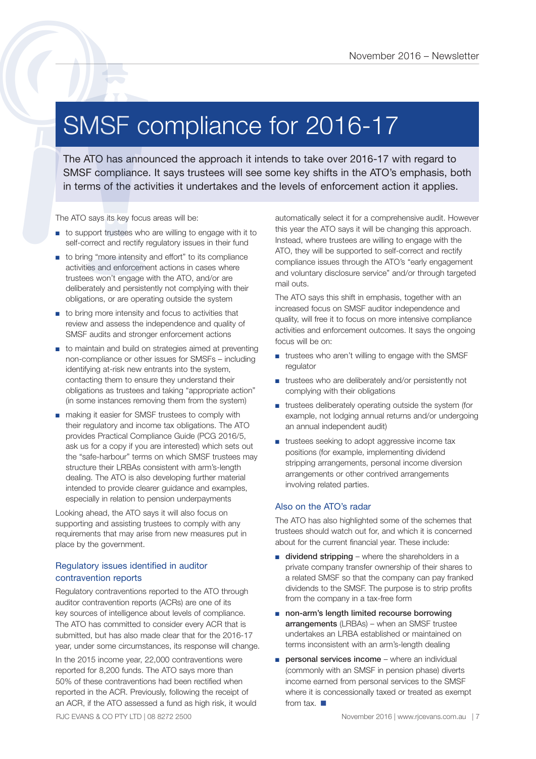# SMSF compliance for 2016-17

The ATO has announced the approach it intends to take over 2016-17 with regard to SMSF compliance. It says trustees will see some key shifts in the ATO's emphasis, both in terms of the activities it undertakes and the levels of enforcement action it applies.

The ATO says its key focus areas will be:

- to support trustees who are willing to engage with it to self-correct and rectify regulatory issues in their fund
- to bring "more intensity and effort" to its compliance activities and enforcement actions in cases where trustees won't engage with the ATO, and/or are deliberately and persistently not complying with their obligations, or are operating outside the system
- to bring more intensity and focus to activities that review and assess the independence and quality of SMSF audits and stronger enforcement actions
- to maintain and build on strategies aimed at preventing non-compliance or other issues for SMSFs – including identifying at-risk new entrants into the system, contacting them to ensure they understand their obligations as trustees and taking "appropriate action" (in some instances removing them from the system)
- making it easier for SMSF trustees to comply with their regulatory and income tax obligations. The ATO provides Practical Compliance Guide (PCG 2016/5, ask us for a copy if you are interested) which sets out the "safe-harbour" terms on which SMSF trustees may structure their LRBAs consistent with arm's-length dealing. The ATO is also developing further material intended to provide clearer guidance and examples, especially in relation to pension underpayments

Looking ahead, the ATO says it will also focus on supporting and assisting trustees to comply with any requirements that may arise from new measures put in place by the government.

### Regulatory issues identified in auditor contravention reports

Regulatory contraventions reported to the ATO through auditor contravention reports (ACRs) are one of its key sources of intelligence about levels of compliance. The ATO has committed to consider every ACR that is submitted, but has also made clear that for the 2016-17 year, under some circumstances, its response will change.

In the 2015 income year, 22,000 contraventions were reported for 8,200 funds. The ATO says more than 50% of these contraventions had been rectified when reported in the ACR. Previously, following the receipt of an ACR, if the ATO assessed a fund as high risk, it would automatically select it for a comprehensive audit. However this year the ATO says it will be changing this approach. Instead, where trustees are willing to engage with the ATO, they will be supported to self-correct and rectify compliance issues through the ATO's "early engagement and voluntary disclosure service" and/or through targeted mail outs.

The ATO says this shift in emphasis, together with an increased focus on SMSF auditor independence and quality, will free it to focus on more intensive compliance activities and enforcement outcomes. It says the ongoing focus will be on:

- trustees who aren't willing to engage with the SMSF regulator
- trustees who are deliberately and/or persistently not complying with their obligations
- trustees deliberately operating outside the system (for example, not lodging annual returns and/or undergoing an annual independent audit)
- trustees seeking to adopt aggressive income tax positions (for example, implementing dividend stripping arrangements, personal income diversion arrangements or other contrived arrangements involving related parties.

### Also on the ATO's radar

The ATO has also highlighted some of the schemes that trustees should watch out for, and which it is concerned about for the current financial year. These include:

- **dividend stripping** – where the shareholders in a private company transfer ownership of their shares to a related SMSF so that the company can pay franked dividends to the SMSF. The purpose is to strip profits from the company in a tax-free form
- **non-arm's length limited recourse borrowing arrangements** (LRBAs) – when an SMSF trustee undertakes an LRBA established or maintained on terms inconsistent with an arm's-length dealing
- **personal services income** – where an individual (commonly with an SMSF in pension phase) diverts income earned from personal services to the SMSF where it is concessionally taxed or treated as exempt from tax. ■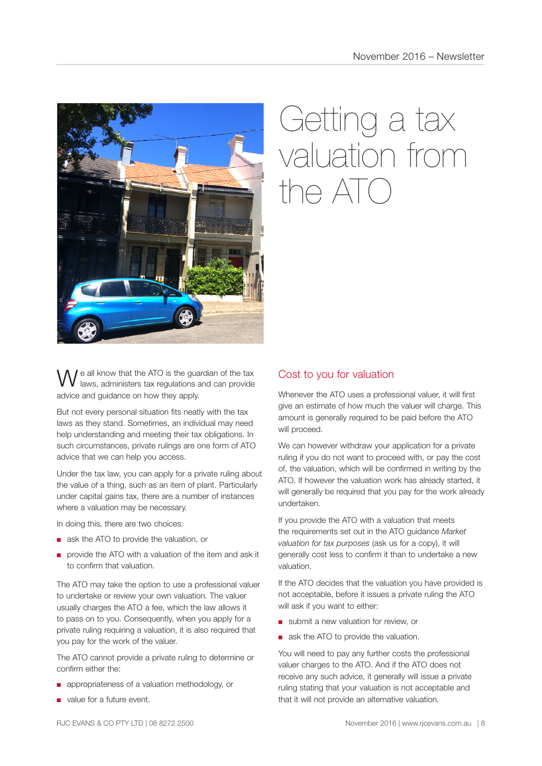# Getting a tax valuation from the ATO

We all know that the ATO is the guardian of the tax laws, administers tax regulations and can provide advice and guidance on how they apply.

But not every personal situation fits neatly with the tax laws as they stand. Sometimes, an individual may need help understanding and meeting their tax obligations. In such circumstances, private rulings are one form of ATO advice that we can help you access.

Under the tax law, you can apply for a private ruling about the value of a thing, such as an item of plant. Particularly under capital gains tax, there are a number of instances where a valuation may be necessary.

In doing this, there are two choices:

- ask the ATO to provide the valuation, or
- provide the ATO with a valuation of the item and ask it to confirm that valuation.

The ATO may take the option to use a professional valuer to undertake or review your own valuation. The valuer usually charges the ATO a fee, which the law allows it to pass on to you. Consequently, when you apply for a private ruling requiring a valuation, it is also required that you pay for the work of the valuer.

The ATO cannot provide a private ruling to determine or confirm either the:

- appropriateness of a valuation methodology, or
- value for a future event.

## Cost to you for valuation

Whenever the ATO uses a professional valuer, it will first give an estimate of how much the valuer will charge. This amount is generally required to be paid before the ATO will proceed.

We can however withdraw your application for a private ruling if you do not want to proceed with, or pay the cost of, the valuation, which will be confirmed in writing by the ATO. If however the valuation work has already started, it will generally be required that you pay for the work already undertaken.

If you provide the ATO with a valuation that meets the requirements set out in the ATO guidance *Market valuation for tax purposes* (ask us for a copy), it will generally cost less to confirm it than to undertake a new valuation.

If the ATO decides that the valuation you have provided is not acceptable, before it issues a private ruling the ATO will ask if you want to either:

- submit a new valuation for review, or
- ask the ATO to provide the valuation.

You will need to pay any further costs the professional valuer charges to the ATO. And if the ATO does not receive any such advice, it generally will issue a private ruling stating that your valuation is not acceptable and that it will not provide an alternative valuation.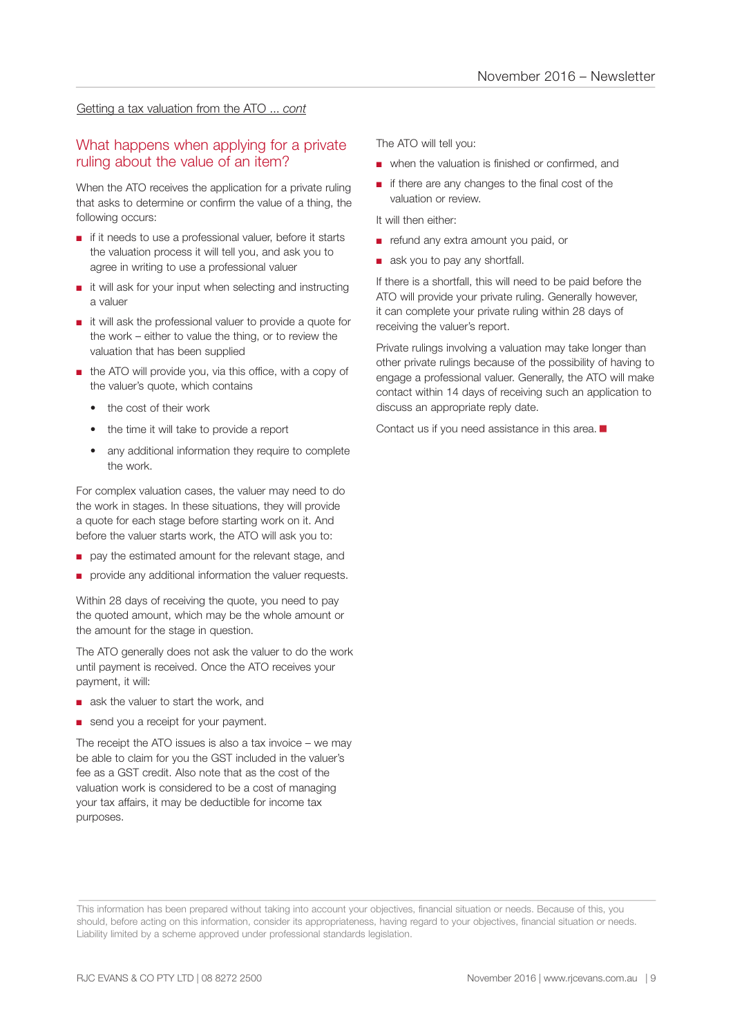Getting a tax valuation from the ATO ... *cont*

## What happens when applying for a private ruling about the value of an item?

When the ATO receives the application for a private ruling that asks to determine or confirm the value of a thing, the following occurs:

- if it needs to use a professional valuer, before it starts the valuation process it will tell you, and ask you to agree in writing to use a professional valuer
- it will ask for your input when selecting and instructing a valuer
- it will ask the professional valuer to provide a quote for the work – either to value the thing, or to review the valuation that has been supplied
- the ATO will provide you, via this office, with a copy of the valuer's quote, which contains
  - the cost of their work
  - the time it will take to provide a report
  - any additional information they require to complete the work.

For complex valuation cases, the valuer may need to do the work in stages. In these situations, they will provide a quote for each stage before starting work on it. And before the valuer starts work, the ATO will ask you to:

- pay the estimated amount for the relevant stage, and
- provide any additional information the valuer requests.

Within 28 days of receiving the quote, you need to pay the quoted amount, which may be the whole amount or the amount for the stage in question.

The ATO generally does not ask the valuer to do the work until payment is received. Once the ATO receives your payment, it will:

- ask the valuer to start the work, and
- send you a receipt for your payment.

The receipt the ATO issues is also a tax invoice – we may be able to claim for you the GST included in the valuer's fee as a GST credit. Also note that as the cost of the valuation work is considered to be a cost of managing your tax affairs, it may be deductible for income tax purposes.

The ATO will tell you:

- when the valuation is finished or confirmed, and
- if there are any changes to the final cost of the valuation or review.

It will then either:

- refund any extra amount you paid, or
- ask you to pay any shortfall.

If there is a shortfall, this will need to be paid before the ATO will provide your private ruling. Generally however, it can complete your private ruling within 28 days of receiving the valuer's report.

Private rulings involving a valuation may take longer than other private rulings because of the possibility of having to engage a professional valuer. Generally, the ATO will make contact within 14 days of receiving such an application to discuss an appropriate reply date.

Contact us if you need assistance in this area. ■

This information has been prepared without taking into account your objectives, financial situation or needs. Because of this, you should, before acting on this information, consider its appropriateness, having regard to your objectives, financial situation or needs. Liability limited by a scheme approved under professional standards legislation.